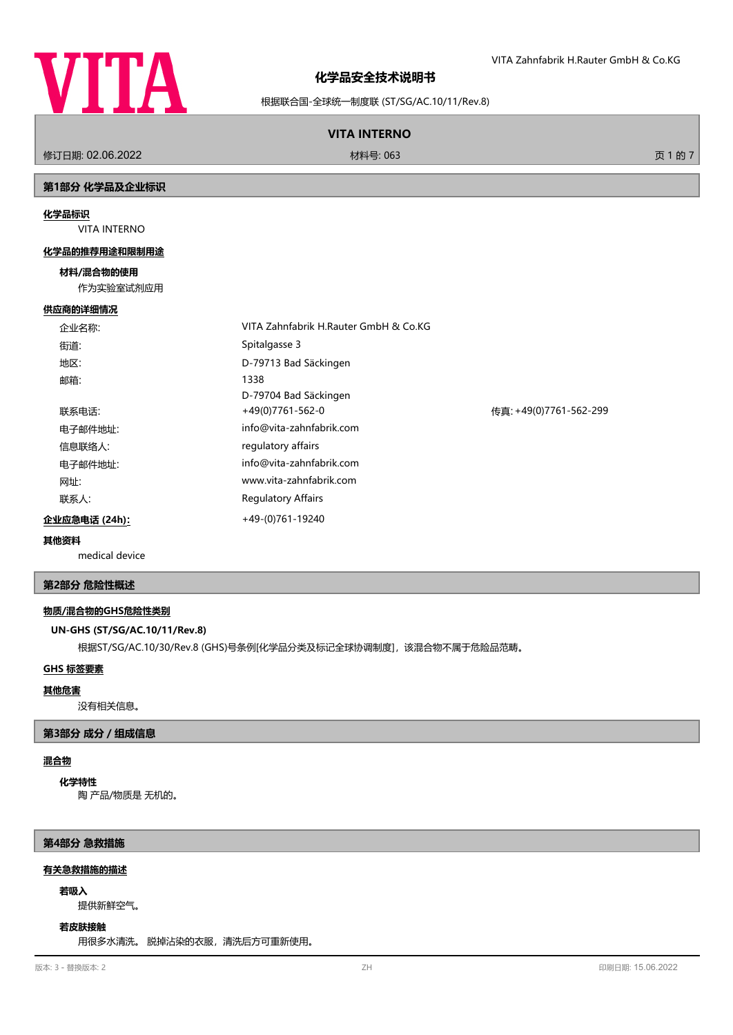# 化学品安全技术说明书

根据联合国-全球统一制度联 (ST/SG/AC.10/11/Rev.8)

**VITA INTERNO**

修订日期: 02.06.2022　　材料号: 063

## 第1部分 化学品及企业标识

**化学品标识**

VITA INTERNO

**化学品的推荐用途和限制用途**

**材料/混合物的使用**

作为实验室试剂应用

**供应商的详细情况**

| | | |
|---|---|---|
| 企业名称: | VITA Zahnfabrik H.Rauter GmbH & Co.KG | |
| 街道: | Spitalgasse 3 | |
| 地区: | D-79713 Bad Säckingen | |
| 邮箱: | 1338 | |
| | D-79704 Bad Säckingen | |
| 联系电话: | +49(0)7761-562-0 | 传真: +49(0)7761-562-299 |
| 电子邮件地址: | info@vita-zahnfabrik.com | |
| 信息联络人: | regulatory affairs | |
| 电子邮件地址: | info@vita-zahnfabrik.com | |
| 网址: | www.vita-zahnfabrik.com | |
| 联系人: | Regulatory Affairs | |

**企业应急电话 (24h):** +49-(0)761-19240

**其他资料**

medical device

## 第2部分 危险性概述

**物质/混合物的GHS危险性类别**

**UN-GHS (ST/SG/AC.10/11/Rev.8)**

根据ST/SG/AC.10/30/Rev.8 (GHS)号条例[化学品分类及标记全球协调制度]，该混合物不属于危险品范畴。

**GHS 标签要素**

**其他危害**

没有相关信息。

## 第3部分 成分 / 组成信息

**混合物**

**化学特性**

陶 产品/物质是 无机的。

## 第4部分 急救措施

**有关急救措施的描述**

**若吸入**

提供新鲜空气。

**若皮肤接触**

用很多水清洗。 脱掉沾染的衣服，清洗后方可重新使用。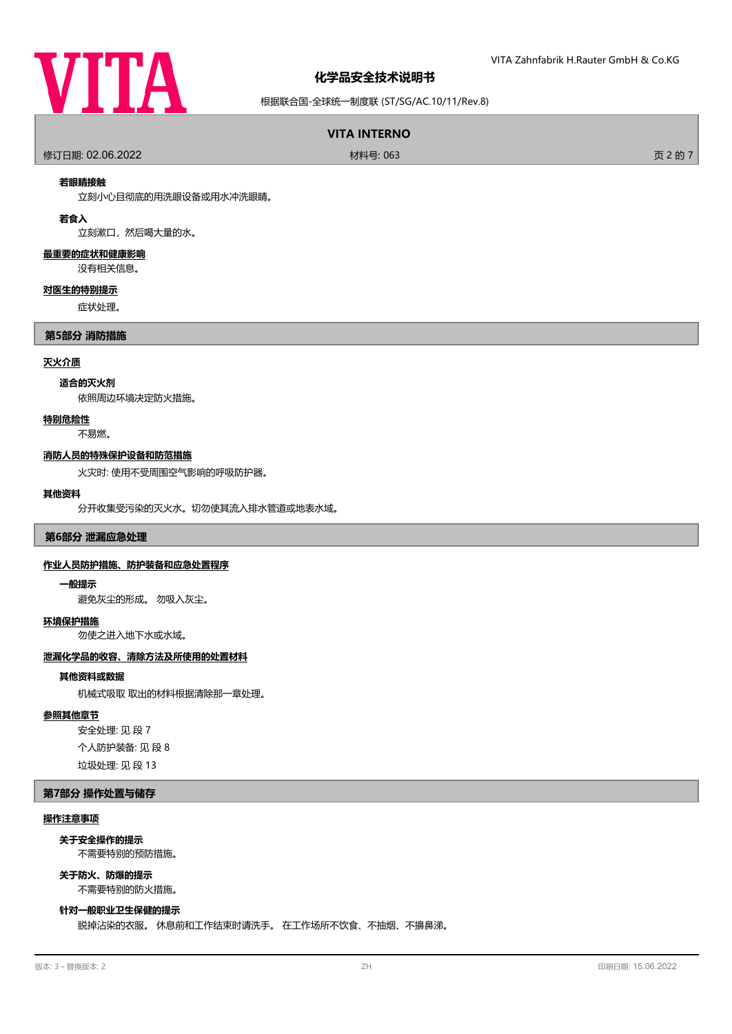**若眼睛接触**

立刻小心且彻底的用洗眼设备或用水冲洗眼睛。

**若食入**

立刻漱口，然后喝大量的水。

**最重要的症状和健康影响**

没有相关信息。

**对医生的特别提示**

症状处理。

## 第5部分 消防措施

**灭火介质**

**适合的灭火剂**

依照周边环境决定防火措施。

**特别危险性**

不易燃。

**消防人员的特殊保护设备和防范措施**

火灾时: 使用不受周围空气影响的呼吸防护器。

**其他资料**

分开收集受污染的灭火水。切勿使其流入排水管道或地表水域。

## 第6部分 泄漏应急处理

**作业人员防护措施、防护装备和应急处置程序**

**一般提示**

避免灰尘的形成。 勿吸入灰尘。

**环境保护措施**

勿使之进入地下水或水域。

**泄漏化学品的收容、清除方法及所使用的处置材料**

**其他资料或数据**

机械式吸取 取出的材料根据清除那一章处理。

**参照其他章节**

安全处理: 见 段 7

个人防护装备: 见 段 8

垃圾处理: 见 段 13

## 第7部分 操作处置与储存

**操作注意事项**

**关于安全操作的提示**

不需要特别的预防措施。

**关于防火、防爆的提示**

不需要特别的防火措施。

**针对一般职业卫生保健的提示**

脱掉沾染的衣服。 休息前和工作结束时请洗手。 在工作场所不饮食、不抽烟、不擤鼻涕。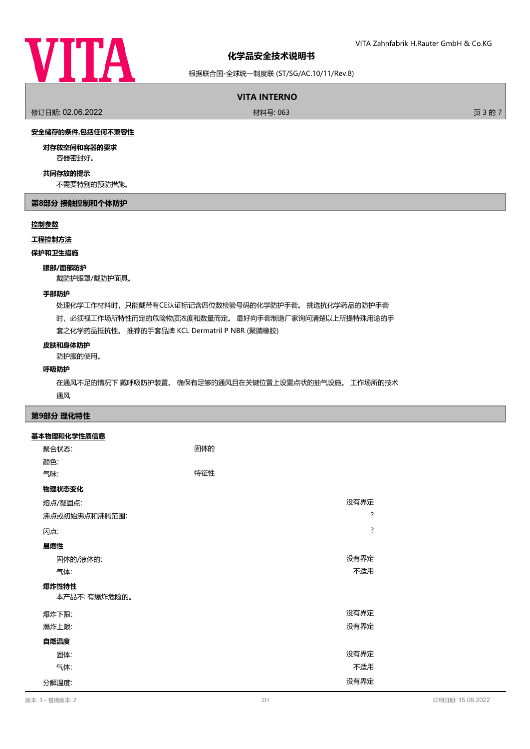**安全储存的条件,包括任何不兼容性**

**对存放空间和容器的要求**

容器密封好。

**共同存放的提示**

不需要特别的预防措施。

## 第8部分 接触控制和个体防护

**控制参数**

**工程控制方法**

**保护和卫生措施**

**眼部/面部防护**

戴防护眼罩/戴防护面具。

**手部防护**

处理化学工作材料时，只能戴带有CE认证标记含四位数检验号码的化学防护手套。 挑选抗化学药品的防护手套时，必须视工作场所特性而定的危险物质浓度和数量而定。 最好向手套制造厂家询问清楚以上所提特殊用途的手套之化学药品抵抗性。 推荐的手套品牌 KCL Dermatril P NBR (聚腈橡胶)

**皮肤和身体防护**

防护服的使用。

**呼吸防护**

在通风不足的情况下 戴呼吸防护装置。 确保有足够的通风且在关键位置上设置点状的抽气设施。 工作场所的技术通风

## 第9部分 理化特性

**基本物理和化学性质信息**

| | | |
|---|---|---|
| 聚合状态: | 固体的 | |
| 颜色: | | |
| 气味: | 特征性 | |

**物理状态变化**

| | |
|---|---|
| 熔点/凝固点: | 没有界定 |
| 沸点或初始沸点和沸腾范围: | ? |
| 闪点: | ? |

**易燃性**

| | |
|---|---|
| 固体的/液体的: | 没有界定 |
| 气体: | 不适用 |

**爆炸性特性**

本产品不: 有爆炸危险的。

| | |
|---|---|
| 爆炸下限: | 没有界定 |
| 爆炸上限: | 没有界定 |

**自燃温度**

| | |
|---|---|
| 固体: | 没有界定 |
| 气体: | 不适用 |
| 分解温度: | 没有界定 |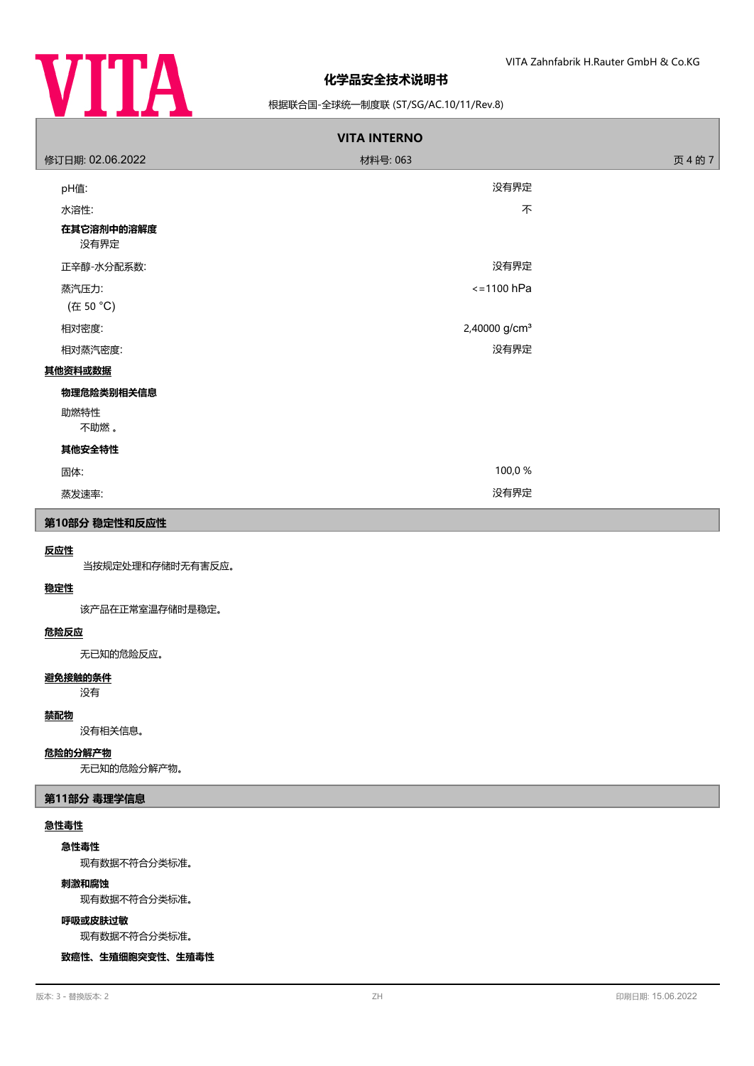| | |
|---|---|
| pH值: | 没有界定 |
| 水溶性: | 不 |

**在其它溶剂中的溶解度**

没有界定

| | |
|---|---|
| 正辛醇-水分配系数: | 没有界定 |
| 蒸汽压力:<br>(在 50 °C) | <=1100 hPa |
| 相对密度: | 2,40000 g/cm³ |
| 相对蒸汽密度: | 没有界定 |

**其他资料或数据**

**物理危险类别相关信息**

助燃特性

不助燃 。

**其他安全特性**

| | |
|---|---|
| 固体: | 100,0 % |
| 蒸发速率: | 没有界定 |

## 第10部分 稳定性和反应性

**反应性**

当按规定处理和存储时无有害反应。

**稳定性**

该产品在正常室温存储时是稳定。

**危险反应**

无已知的危险反应。

**避免接触的条件**

没有

**禁配物**

没有相关信息。

**危险的分解产物**

无已知的危险分解产物。

## 第11部分 毒理学信息

**急性毒性**

**急性毒性**

现有数据不符合分类标准。

**刺激和腐蚀**

现有数据不符合分类标准。

**呼吸或皮肤过敏**

现有数据不符合分类标准。

**致癌性、生殖细胞突变性、生殖毒性**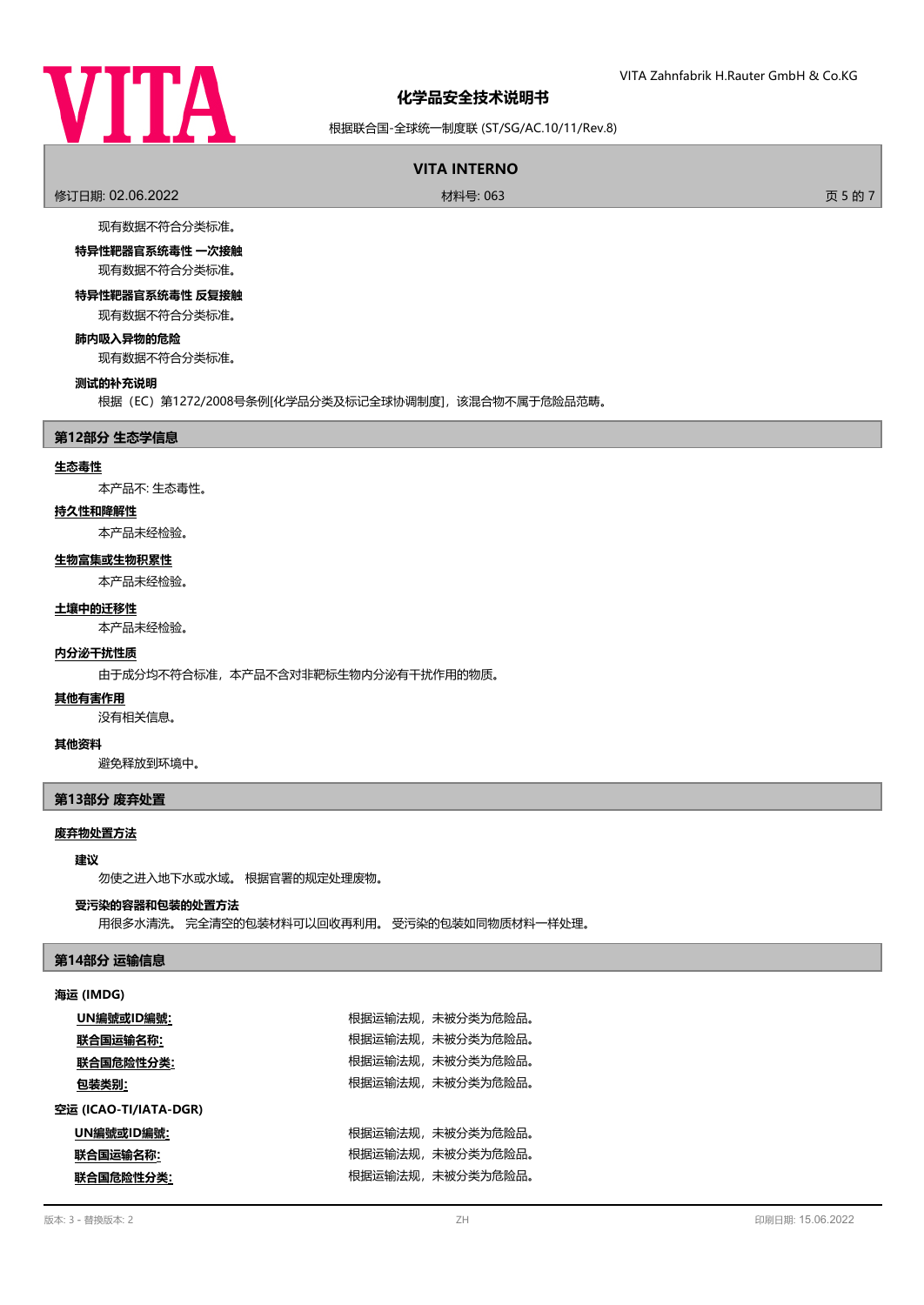现有数据不符合分类标准。

**特异性靶器官系统毒性 一次接触**

现有数据不符合分类标准。

**特异性靶器官系统毒性 反复接触**

现有数据不符合分类标准。

**肺内吸入异物的危险**

现有数据不符合分类标准。

**测试的补充说明**

根据（EC）第1272/2008号条例[化学品分类及标记全球协调制度]，该混合物不属于危险品范畴。

## 第12部分 生态学信息

**生态毒性**

本产品不: 生态毒性。

**持久性和降解性**

本产品未经检验。

**生物富集或生物积累性**

本产品未经检验。

**土壤中的迁移性**

本产品未经检验。

**内分泌干扰性质**

由于成分均不符合标准，本产品不含对非靶标生物内分泌有干扰作用的物质。

**其他有害作用**

没有相关信息。

**其他资料**

避免释放到环境中。

## 第13部分 废弃处置

**废弃物处置方法**

**建议**

勿使之进入地下水或水域。 根据官署的规定处理废物。

**受污染的容器和包装的处置方法**

用很多水清洗。 完全清空的包装材料可以回收再利用。 受污染的包装如同物质材料一样处理。

## 第14部分 运输信息

**海运 (IMDG)**

| | |
|---|---|
| UN编號或ID编號: | 根据运输法规，未被分类为危险品。 |
| 联合国运输名称: | 根据运输法规，未被分类为危险品。 |
| 联合国危险性分类: | 根据运输法规，未被分类为危险品。 |
| 包装类别: | 根据运输法规，未被分类为危险品。 |

**空运 (ICAO-TI/IATA-DGR)**

| | |
|---|---|
| UN编號或ID编號: | 根据运输法规，未被分类为危险品。 |
| 联合国运输名称: | 根据运输法规，未被分类为危险品。 |
| 联合国危险性分类: | 根据运输法规，未被分类为危险品。 |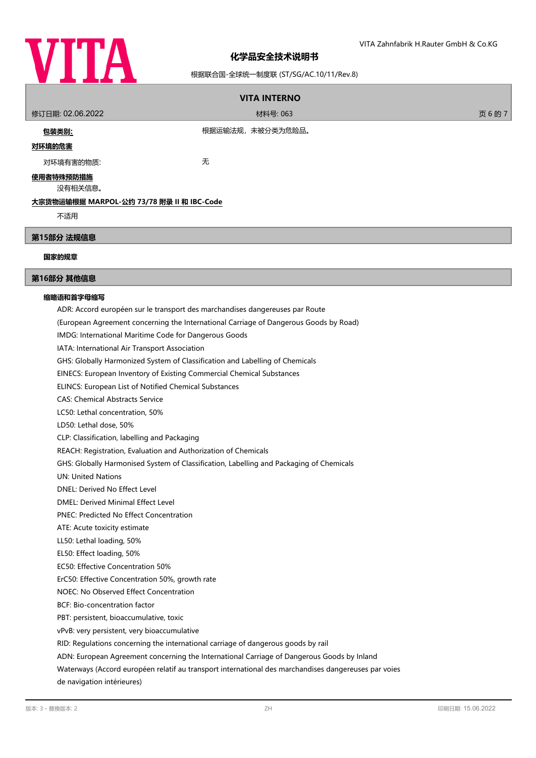**包装类别:** 根据运输法规，未被分类为危险品。

**对环境的危害**

对环境有害的物质: 无

**使用者特殊预防措施**

没有相关信息。

**大宗货物运输根据 MARPOL-公约 73/78 附录 II 和 IBC-Code**

不适用

## 第15部分 法规信息

**国家的规章**

## 第16部分 其他信息

**缩略语和首字母缩写**

ADR: Accord européen sur le transport des marchandises dangereuses par Route
(European Agreement concerning the International Carriage of Dangerous Goods by Road)
IMDG: International Maritime Code for Dangerous Goods
IATA: International Air Transport Association
GHS: Globally Harmonized System of Classification and Labelling of Chemicals
EINECS: European Inventory of Existing Commercial Chemical Substances
ELINCS: European List of Notified Chemical Substances
CAS: Chemical Abstracts Service
LC50: Lethal concentration, 50%
LD50: Lethal dose, 50%
CLP: Classification, labelling and Packaging
REACH: Registration, Evaluation and Authorization of Chemicals
GHS: Globally Harmonised System of Classification, Labelling and Packaging of Chemicals
UN: United Nations
DNEL: Derived No Effect Level
DMEL: Derived Minimal Effect Level
PNEC: Predicted No Effect Concentration
ATE: Acute toxicity estimate
LL50: Lethal loading, 50%
EL50: Effect loading, 50%
EC50: Effective Concentration 50%
ErC50: Effective Concentration 50%, growth rate
NOEC: No Observed Effect Concentration
BCF: Bio-concentration factor
PBT: persistent, bioaccumulative, toxic
vPvB: very persistent, very bioaccumulative
RID: Regulations concerning the international carriage of dangerous goods by rail
ADN: European Agreement concerning the International Carriage of Dangerous Goods by Inland Waterways (Accord européen relatif au transport international des marchandises dangereuses par voies de navigation intérieures)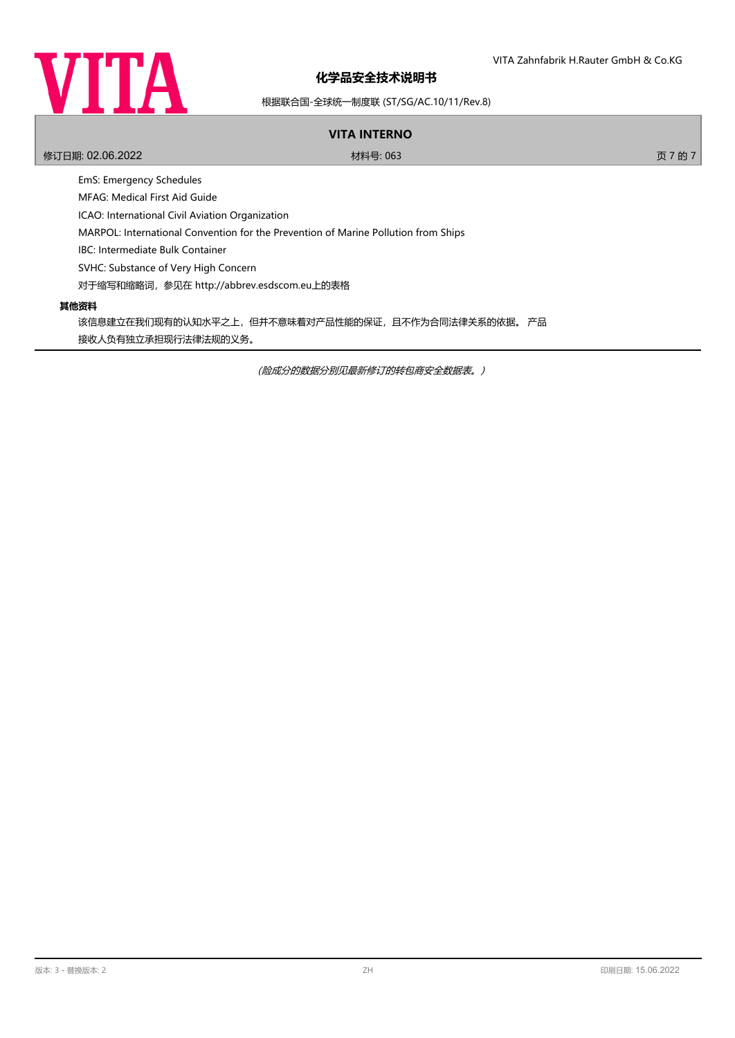EmS: Emergency Schedules

MFAG: Medical First Aid Guide

ICAO: International Civil Aviation Organization

MARPOL: International Convention for the Prevention of Marine Pollution from Ships

IBC: Intermediate Bulk Container

SVHC: Substance of Very High Concern

对于缩写和缩略词，参见在 http://abbrev.esdscom.eu上的表格

**其他资料**

该信息建立在我们现有的认知水平之上，但并不意味着对产品性能的保证，且不作为合同法律关系的依据。 产品接收人负有独立承担现行法律法规的义务。

---

*(险成分的数据分别见最新修订的转包商安全数据表。)*